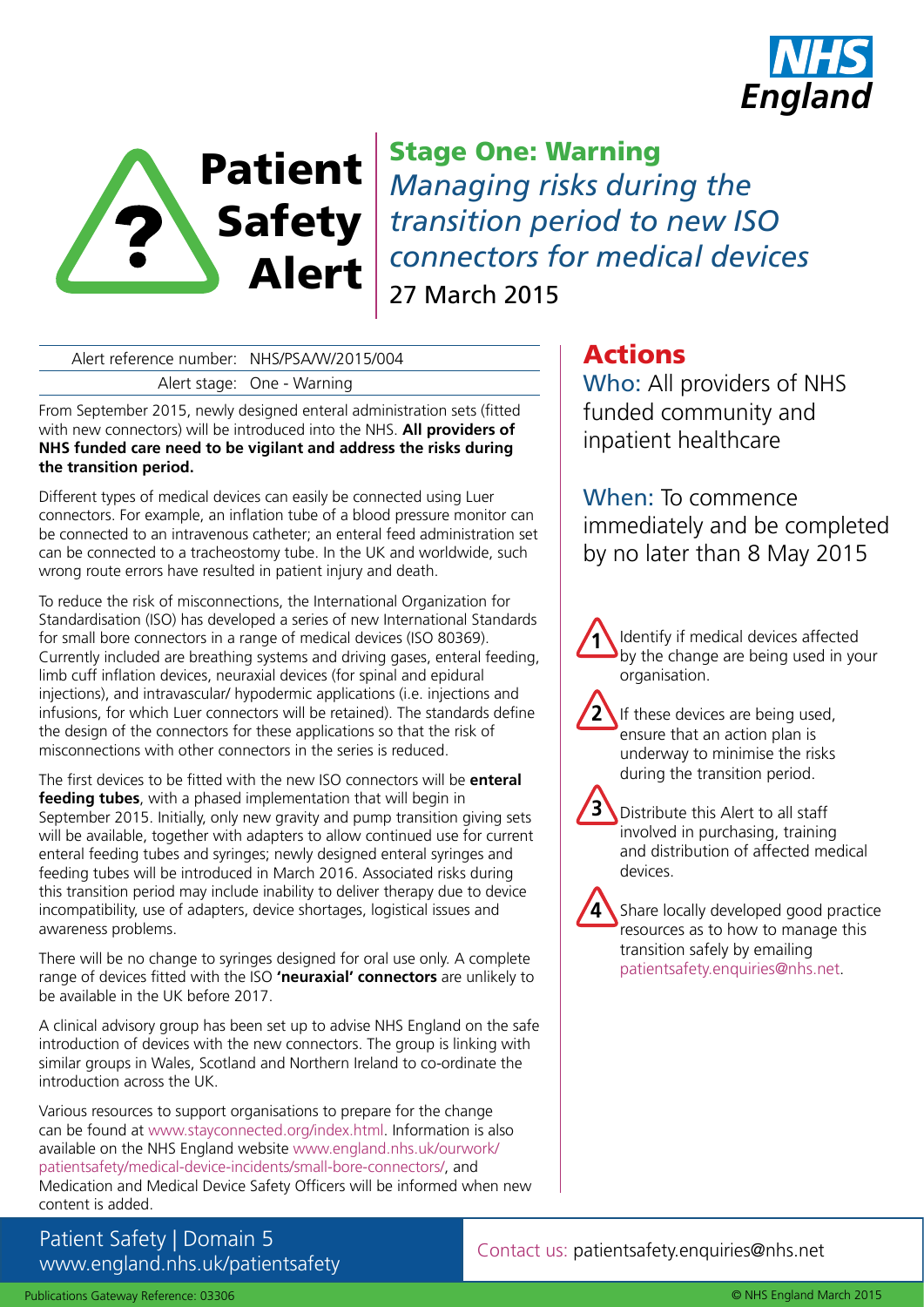NHS England

# Patient Safety Alert

## Stage One: Warning

*Managing risks during the transition period to new ISO connectors for medical devices*

27 March 2015

| | |
|---|---|
| Alert reference number: | NHS/PSA/W/2015/004 |
| Alert stage: | One - Warning |

From September 2015, newly designed enteral administration sets (fitted with new connectors) will be introduced into the NHS. **All providers of NHS funded care need to be vigilant and address the risks during the transition period.**

Different types of medical devices can easily be connected using Luer connectors. For example, an inflation tube of a blood pressure monitor can be connected to an intravenous catheter; an enteral feed administration set can be connected to a tracheostomy tube. In the UK and worldwide, such wrong route errors have resulted in patient injury and death.

To reduce the risk of misconnections, the International Organization for Standardisation (ISO) has developed a series of new International Standards for small bore connectors in a range of medical devices (ISO 80369). Currently included are breathing systems and driving gases, enteral feeding, limb cuff inflation devices, neuraxial devices (for spinal and epidural injections), and intravascular/ hypodermic applications (i.e. injections and infusions, for which Luer connectors will be retained). The standards define the design of the connectors for these applications so that the risk of misconnections with other connectors in the series is reduced.

The first devices to be fitted with the new ISO connectors will be **enteral feeding tubes**, with a phased implementation that will begin in September 2015. Initially, only new gravity and pump transition giving sets will be available, together with adapters to allow continued use for current enteral feeding tubes and syringes; newly designed enteral syringes and feeding tubes will be introduced in March 2016. Associated risks during this transition period may include inability to deliver therapy due to device incompatibility, use of adapters, device shortages, logistical issues and awareness problems.

There will be no change to syringes designed for oral use only. A complete range of devices fitted with the ISO **'neuraxial' connectors** are unlikely to be available in the UK before 2017.

A clinical advisory group has been set up to advise NHS England on the safe introduction of devices with the new connectors. The group is linking with similar groups in Wales, Scotland and Northern Ireland to co-ordinate the introduction across the UK.

Various resources to support organisations to prepare for the change can be found at www.stayconnected.org/index.html. Information is also available on the NHS England website www.england.nhs.uk/ourwork/patientsafety/medical-device-incidents/small-bore-connectors/, and Medication and Medical Device Safety Officers will be informed when new content is added.

## Actions

**Who:** All providers of NHS funded community and inpatient healthcare

**When:** To commence immediately and be completed by no later than 8 May 2015

1. Identify if medical devices affected by the change are being used in your organisation.
2. If these devices are being used, ensure that an action plan is underway to minimise the risks during the transition period.
3. Distribute this Alert to all staff involved in purchasing, training and distribution of affected medical devices.
4. Share locally developed good practice resources as to how to manage this transition safely by emailing patientsafety.enquiries@nhs.net.

Patient Safety | Domain 5
www.england.nhs.uk/patientsafety

Contact us: patientsafety.enquiries@nhs.net

Publications Gateway Reference: 03306

© NHS England March 2015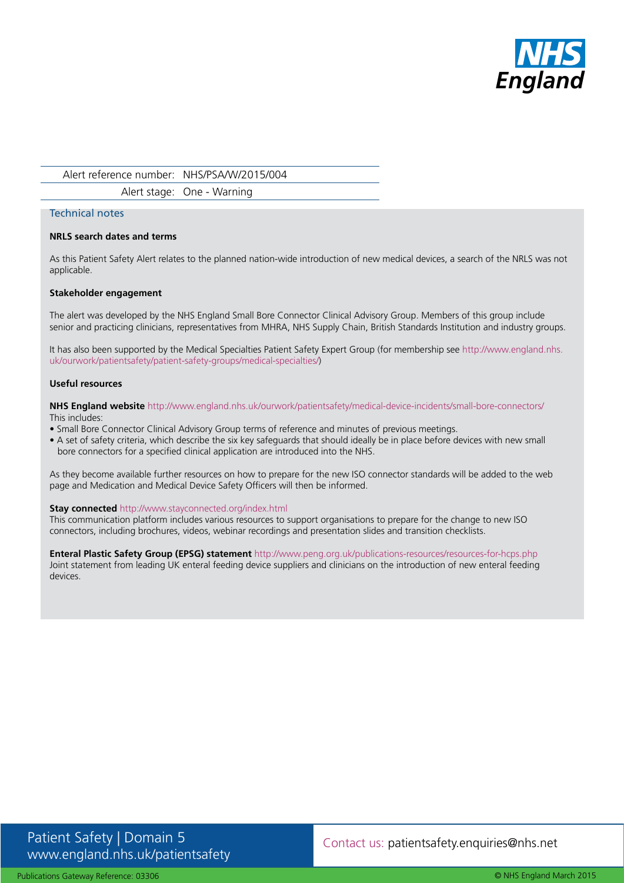Alert reference number: NHS/PSA/W/2015/004

Alert stage: One - Warning

## Technical notes

**NRLS search dates and terms**

As this Patient Safety Alert relates to the planned nation-wide introduction of new medical devices, a search of the NRLS was not applicable.

**Stakeholder engagement**

The alert was developed by the NHS England Small Bore Connector Clinical Advisory Group. Members of this group include senior and practicing clinicians, representatives from MHRA, NHS Supply Chain, British Standards Institution and industry groups.

It has also been supported by the Medical Specialties Patient Safety Expert Group (for membership see http://www.england.nhs.uk/ourwork/patientsafety/patient-safety-groups/medical-specialties/)

**Useful resources**

**NHS England website** http://www.england.nhs.uk/ourwork/patientsafety/medical-device-incidents/small-bore-connectors/
This includes:

- Small Bore Connector Clinical Advisory Group terms of reference and minutes of previous meetings.
- A set of safety criteria, which describe the six key safeguards that should ideally be in place before devices with new small bore connectors for a specified clinical application are introduced into the NHS.

As they become available further resources on how to prepare for the new ISO connector standards will be added to the web page and Medication and Medical Device Safety Officers will then be informed.

**Stay connected** http://www.stayconnected.org/index.html
This communication platform includes various resources to support organisations to prepare for the change to new ISO connectors, including brochures, videos, webinar recordings and presentation slides and transition checklists.

**Enteral Plastic Safety Group (EPSG) statement** http://www.peng.org.uk/publications-resources/resources-for-hcps.php
Joint statement from leading UK enteral feeding device suppliers and clinicians on the introduction of new enteral feeding devices.

Patient Safety | Domain 5
www.england.nhs.uk/patientsafety

Contact us: patientsafety.enquiries@nhs.net

Publications Gateway Reference: 03306

© NHS England March 2015